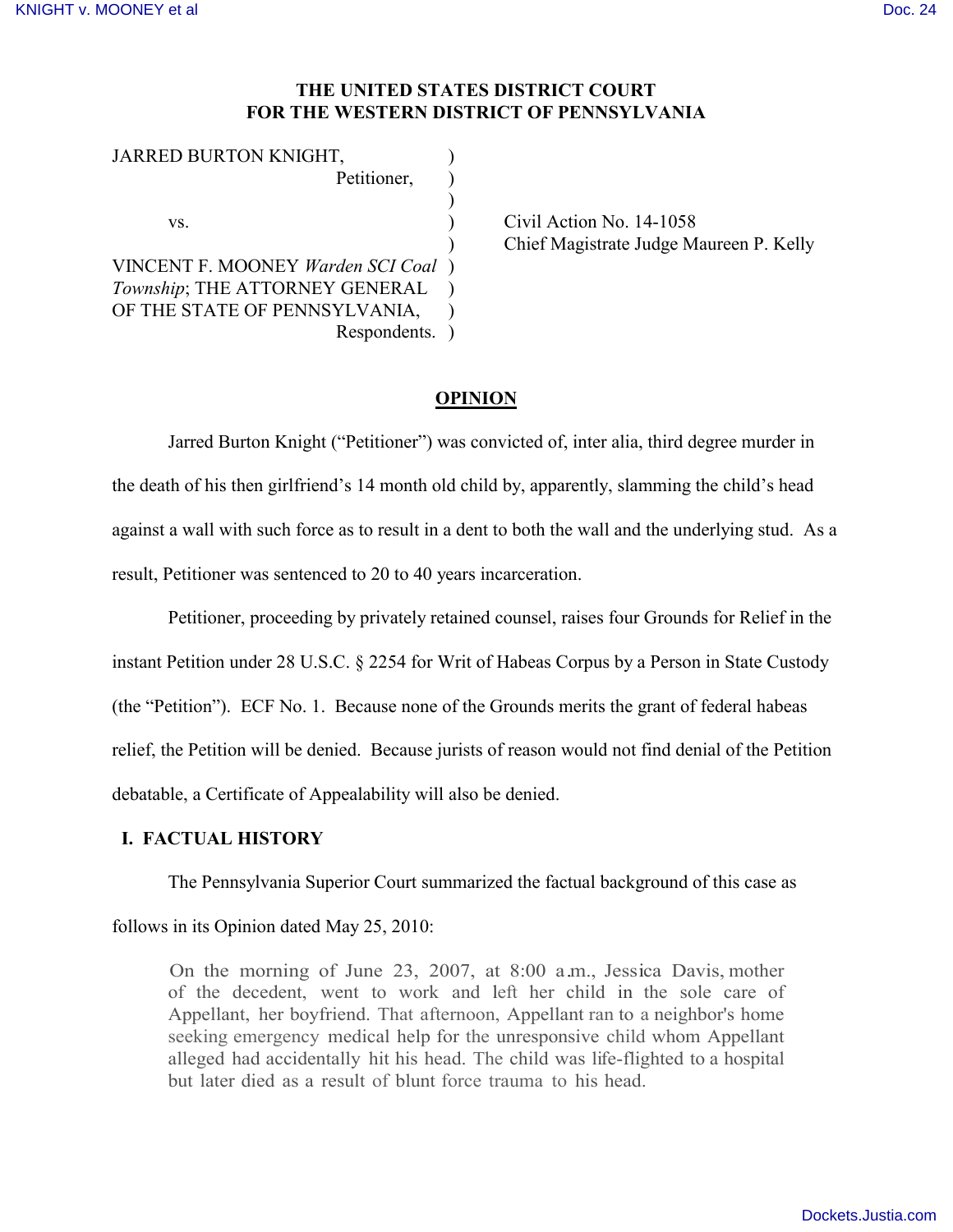# THE UNITED STATES DISTRICT COURT FOR THE WESTERN DISTRICT OF PENNSYLVANIA

| | | |
|---|---|---|
| JARRED BURTON KNIGHT, Petitioner, | ) | |
| vs. | ) | Civil Action No. 14-1058 |
| | ) | Chief Magistrate Judge Maureen P. Kelly |
| VINCENT F. MOONEY *Warden SCI Coal Township*; THE ATTORNEY GENERAL OF THE STATE OF PENNSYLVANIA, Respondents. | ) | |

## OPINION

Jarred Burton Knight ("Petitioner") was convicted of, inter alia, third degree murder in the death of his then girlfriend's 14 month old child by, apparently, slamming the child's head against a wall with such force as to result in a dent to both the wall and the underlying stud. As a result, Petitioner was sentenced to 20 to 40 years incarceration.

Petitioner, proceeding by privately retained counsel, raises four Grounds for Relief in the instant Petition under 28 U.S.C. § 2254 for Writ of Habeas Corpus by a Person in State Custody (the "Petition"). ECF No. 1. Because none of the Grounds merits the grant of federal habeas relief, the Petition will be denied. Because jurists of reason would not find denial of the Petition debatable, a Certificate of Appealability will also be denied.

## I. FACTUAL HISTORY

The Pennsylvania Superior Court summarized the factual background of this case as follows in its Opinion dated May 25, 2010:

> On the morning of June 23, 2007, at 8:00 a.m., Jessica Davis, mother of the decedent, went to work and left her child in the sole care of Appellant, her boyfriend. That afternoon, Appellant ran to a neighbor's home seeking emergency medical help for the unresponsive child whom Appellant alleged had accidentally hit his head. The child was life-flighted to a hospital but later died as a result of blunt force trauma to his head.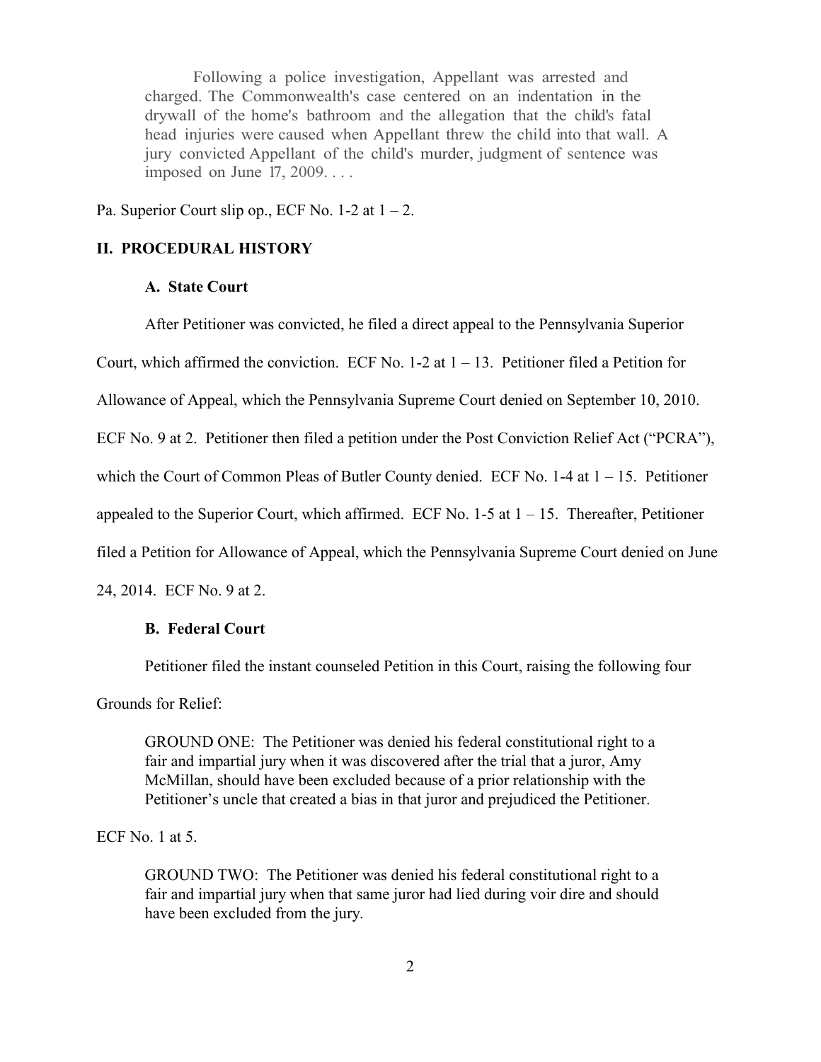> Following a police investigation, Appellant was arrested and charged. The Commonwealth's case centered on an indentation in the drywall of the home's bathroom and the allegation that the child's fatal head injuries were caused when Appellant threw the child into that wall. A jury convicted Appellant of the child's murder, judgment of sentence was imposed on June 17, 2009. . . .

Pa. Superior Court slip op., ECF No. 1-2 at 1 – 2.

## II. PROCEDURAL HISTORY

### A. State Court

After Petitioner was convicted, he filed a direct appeal to the Pennsylvania Superior Court, which affirmed the conviction. ECF No. 1-2 at 1 – 13. Petitioner filed a Petition for Allowance of Appeal, which the Pennsylvania Supreme Court denied on September 10, 2010. ECF No. 9 at 2. Petitioner then filed a petition under the Post Conviction Relief Act ("PCRA"), which the Court of Common Pleas of Butler County denied. ECF No. 1-4 at 1 – 15. Petitioner appealed to the Superior Court, which affirmed. ECF No. 1-5 at 1 – 15. Thereafter, Petitioner filed a Petition for Allowance of Appeal, which the Pennsylvania Supreme Court denied on June 24, 2014. ECF No. 9 at 2.

### B. Federal Court

Petitioner filed the instant counseled Petition in this Court, raising the following four Grounds for Relief:

> GROUND ONE: The Petitioner was denied his federal constitutional right to a fair and impartial jury when it was discovered after the trial that a juror, Amy McMillan, should have been excluded because of a prior relationship with the Petitioner's uncle that created a bias in that juror and prejudiced the Petitioner.

ECF No. 1 at 5.

> GROUND TWO: The Petitioner was denied his federal constitutional right to a fair and impartial jury when that same juror had lied during voir dire and should have been excluded from the jury.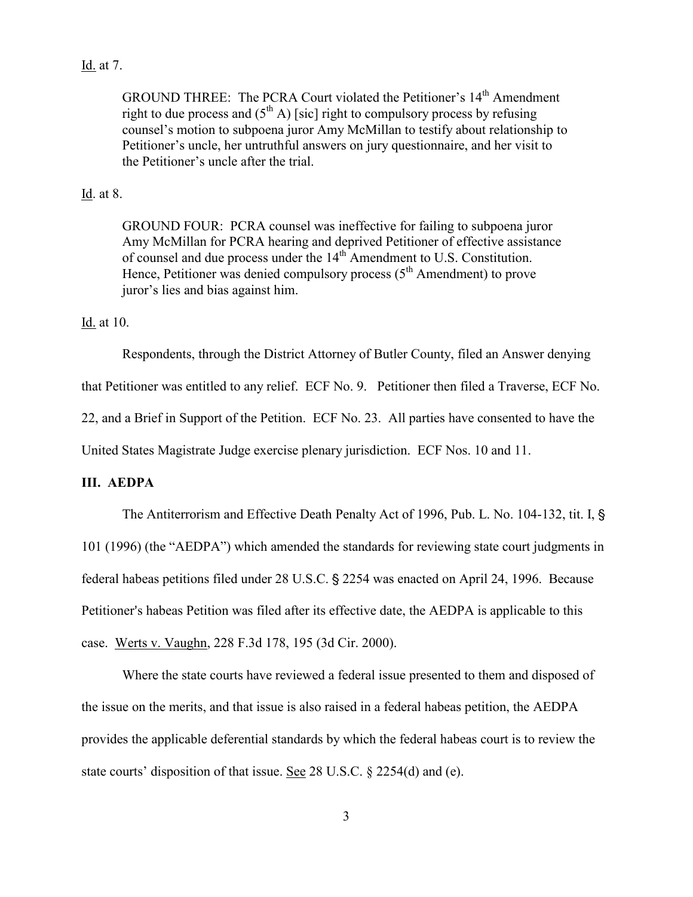Id. at 7.

> GROUND THREE: The PCRA Court violated the Petitioner's 14th Amendment right to due process and (5th A) [sic] right to compulsory process by refusing counsel's motion to subpoena juror Amy McMillan to testify about relationship to Petitioner's uncle, her untruthful answers on jury questionnaire, and her visit to the Petitioner's uncle after the trial.

Id. at 8.

> GROUND FOUR: PCRA counsel was ineffective for failing to subpoena juror Amy McMillan for PCRA hearing and deprived Petitioner of effective assistance of counsel and due process under the 14th Amendment to U.S. Constitution. Hence, Petitioner was denied compulsory process (5th Amendment) to prove juror's lies and bias against him.

Id. at 10.

Respondents, through the District Attorney of Butler County, filed an Answer denying that Petitioner was entitled to any relief. ECF No. 9. Petitioner then filed a Traverse, ECF No. 22, and a Brief in Support of the Petition. ECF No. 23. All parties have consented to have the United States Magistrate Judge exercise plenary jurisdiction. ECF Nos. 10 and 11.

## III. AEDPA

The Antiterrorism and Effective Death Penalty Act of 1996, Pub. L. No. 104-132, tit. I, § 101 (1996) (the "AEDPA") which amended the standards for reviewing state court judgments in federal habeas petitions filed under 28 U.S.C. § 2254 was enacted on April 24, 1996. Because Petitioner's habeas Petition was filed after its effective date, the AEDPA is applicable to this case. Werts v. Vaughn, 228 F.3d 178, 195 (3d Cir. 2000).

Where the state courts have reviewed a federal issue presented to them and disposed of the issue on the merits, and that issue is also raised in a federal habeas petition, the AEDPA provides the applicable deferential standards by which the federal habeas court is to review the state courts' disposition of that issue. See 28 U.S.C. § 2254(d) and (e).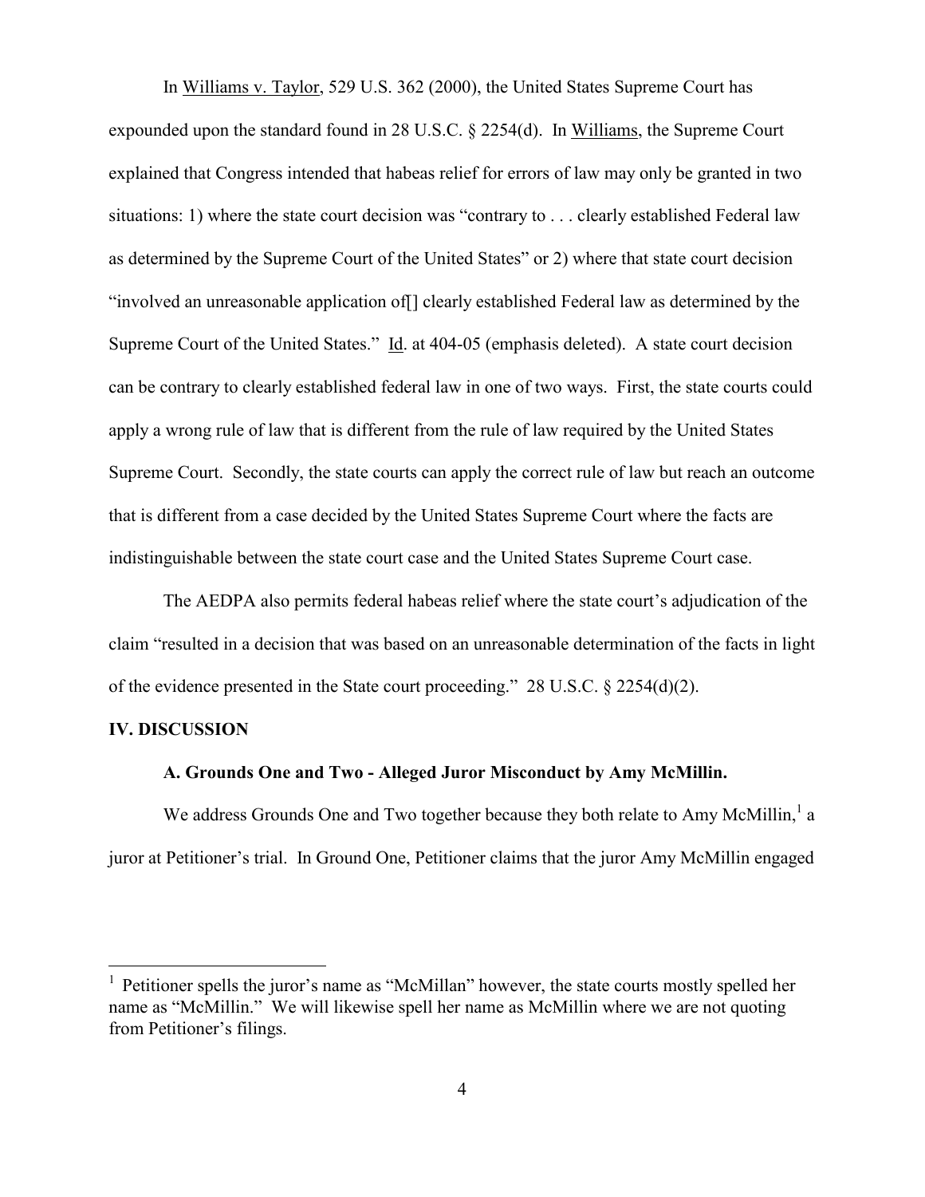In Williams v. Taylor, 529 U.S. 362 (2000), the United States Supreme Court has expounded upon the standard found in 28 U.S.C. § 2254(d). In Williams, the Supreme Court explained that Congress intended that habeas relief for errors of law may only be granted in two situations: 1) where the state court decision was "contrary to . . . clearly established Federal law as determined by the Supreme Court of the United States" or 2) where that state court decision "involved an unreasonable application of[] clearly established Federal law as determined by the Supreme Court of the United States." Id. at 404-05 (emphasis deleted). A state court decision can be contrary to clearly established federal law in one of two ways. First, the state courts could apply a wrong rule of law that is different from the rule of law required by the United States Supreme Court. Secondly, the state courts can apply the correct rule of law but reach an outcome that is different from a case decided by the United States Supreme Court where the facts are indistinguishable between the state court case and the United States Supreme Court case.

The AEDPA also permits federal habeas relief where the state court's adjudication of the claim "resulted in a decision that was based on an unreasonable determination of the facts in light of the evidence presented in the State court proceeding." 28 U.S.C. § 2254(d)(2).

## IV. DISCUSSION

### A. Grounds One and Two - Alleged Juror Misconduct by Amy McMillin.

We address Grounds One and Two together because they both relate to Amy McMillin,[1] a juror at Petitioner's trial. In Ground One, Petitioner claims that the juror Amy McMillin engaged

[1] Petitioner spells the juror's name as "McMillan" however, the state courts mostly spelled her name as "McMillin." We will likewise spell her name as McMillin where we are not quoting from Petitioner's filings.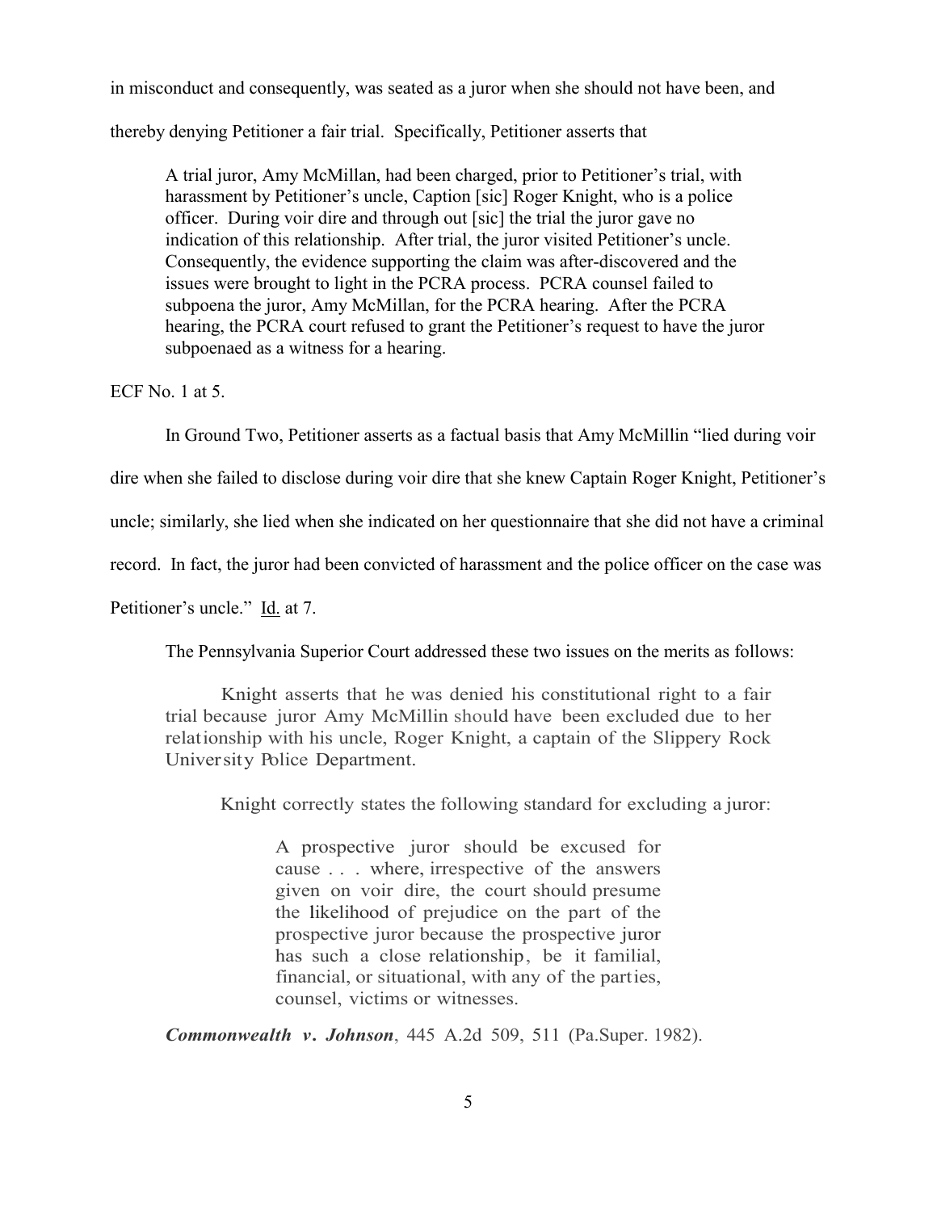in misconduct and consequently, was seated as a juror when she should not have been, and thereby denying Petitioner a fair trial. Specifically, Petitioner asserts that

> A trial juror, Amy McMillan, had been charged, prior to Petitioner's trial, with harassment by Petitioner's uncle, Caption [sic] Roger Knight, who is a police officer. During voir dire and through out [sic] the trial the juror gave no indication of this relationship. After trial, the juror visited Petitioner's uncle. Consequently, the evidence supporting the claim was after-discovered and the issues were brought to light in the PCRA process. PCRA counsel failed to subpoena the juror, Amy McMillan, for the PCRA hearing. After the PCRA hearing, the PCRA court refused to grant the Petitioner's request to have the juror subpoenaed as a witness for a hearing.

ECF No. 1 at 5.

In Ground Two, Petitioner asserts as a factual basis that Amy McMillin "lied during voir dire when she failed to disclose during voir dire that she knew Captain Roger Knight, Petitioner's uncle; similarly, she lied when she indicated on her questionnaire that she did not have a criminal record. In fact, the juror had been convicted of harassment and the police officer on the case was Petitioner's uncle." Id. at 7.

The Pennsylvania Superior Court addressed these two issues on the merits as follows:

> Knight asserts that he was denied his constitutional right to a fair trial because juror Amy McMillin should have been excluded due to her relationship with his uncle, Roger Knight, a captain of the Slippery Rock University Police Department.
>
> Knight correctly states the following standard for excluding a juror:
>
> > A prospective juror should be excused for cause . . . where, irrespective of the answers given on voir dire, the court should presume the likelihood of prejudice on the part of the prospective juror because the prospective juror has such a close relationship, be it familial, financial, or situational, with any of the parties, counsel, victims or witnesses.
>
> ***Commonwealth v. Johnson***, 445 A.2d 509, 511 (Pa.Super. 1982).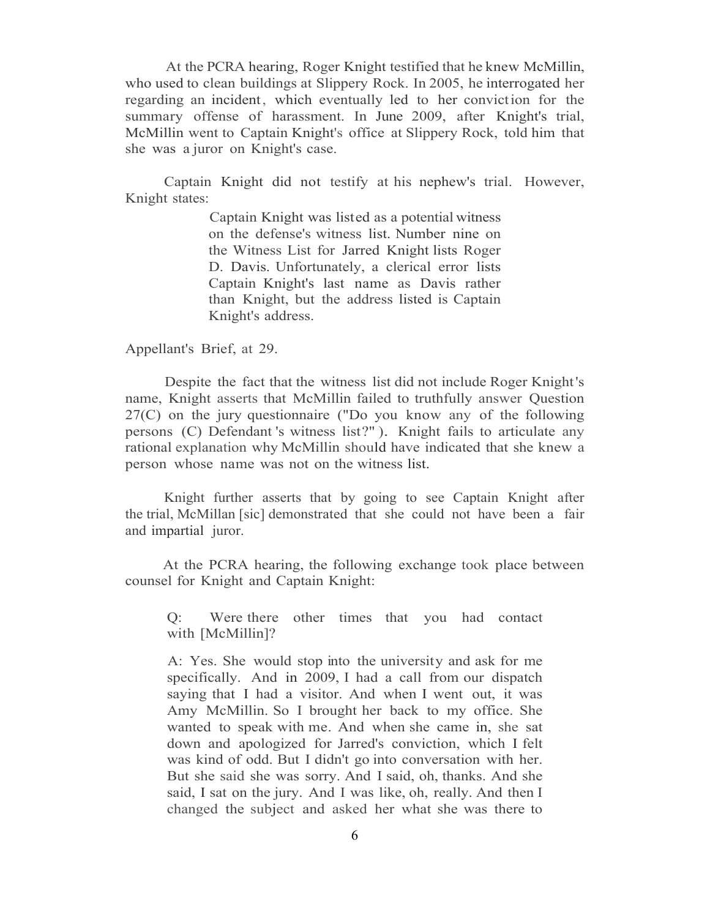At the PCRA hearing, Roger Knight testified that he knew McMillin, who used to clean buildings at Slippery Rock. In 2005, he interrogated her regarding an incident, which eventually led to her conviction for the summary offense of harassment. In June 2009, after Knight's trial, McMillin went to Captain Knight's office at Slippery Rock, told him that she was a juror on Knight's case.

Captain Knight did not testify at his nephew's trial. However, Knight states:

> Captain Knight was listed as a potential witness on the defense's witness list. Number nine on the Witness List for Jarred Knight lists Roger D. Davis. Unfortunately, a clerical error lists Captain Knight's last name as Davis rather than Knight, but the address listed is Captain Knight's address.

Appellant's Brief, at 29.

Despite the fact that the witness list did not include Roger Knight's name, Knight asserts that McMillin failed to truthfully answer Question 27(C) on the jury questionnaire ("Do you know any of the following persons (C) Defendant's witness list?"). Knight fails to articulate any rational explanation why McMillin should have indicated that she knew a person whose name was not on the witness list.

Knight further asserts that by going to see Captain Knight after the trial, McMillan [sic] demonstrated that she could not have been a fair and impartial juror.

At the PCRA hearing, the following exchange took place between counsel for Knight and Captain Knight:

> Q: Were there other times that you had contact with [McMillin]?
>
> A: Yes. She would stop into the university and ask for me specifically. And in 2009, I had a call from our dispatch saying that I had a visitor. And when I went out, it was Amy McMillin. So I brought her back to my office. She wanted to speak with me. And when she came in, she sat down and apologized for Jarred's conviction, which I felt was kind of odd. But I didn't go into conversation with her. But she said she was sorry. And I said, oh, thanks. And she said, I sat on the jury. And I was like, oh, really. And then I changed the subject and asked her what she was there to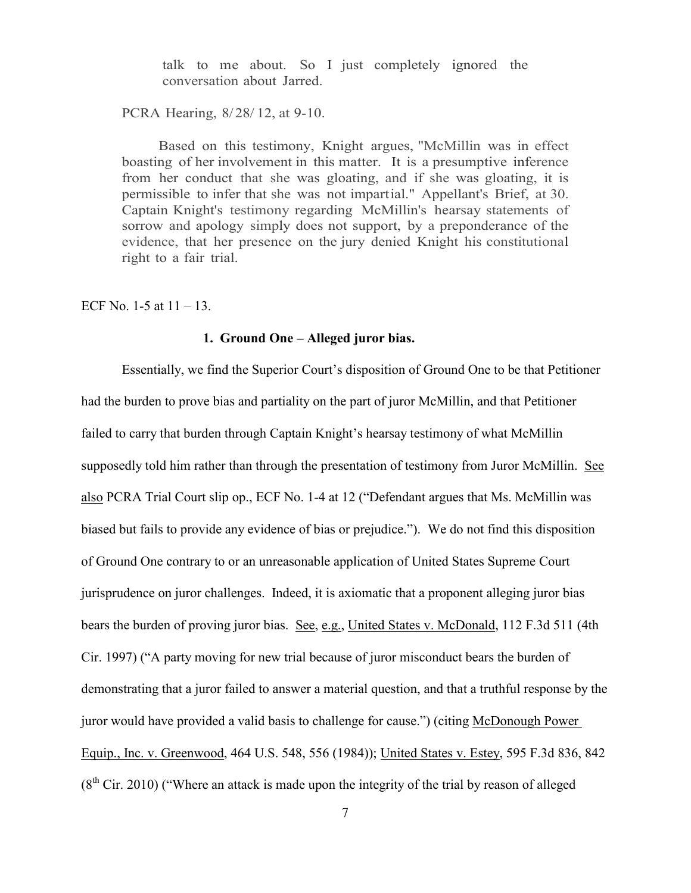> talk to me about. So I just completely ignored the conversation about Jarred.
>
> PCRA Hearing, 8/28/12, at 9-10.
>
> Based on this testimony, Knight argues, "McMillin was in effect boasting of her involvement in this matter. It is a presumptive inference from her conduct that she was gloating, and if she was gloating, it is permissible to infer that she was not impartial." Appellant's Brief, at 30. Captain Knight's testimony regarding McMillin's hearsay statements of sorrow and apology simply does not support, by a preponderance of the evidence, that her presence on the jury denied Knight his constitutional right to a fair trial.

ECF No. 1-5 at 11 – 13.

### 1. Ground One – Alleged juror bias.

Essentially, we find the Superior Court's disposition of Ground One to be that Petitioner had the burden to prove bias and partiality on the part of juror McMillin, and that Petitioner failed to carry that burden through Captain Knight's hearsay testimony of what McMillin supposedly told him rather than through the presentation of testimony from Juror McMillin. See also PCRA Trial Court slip op., ECF No. 1-4 at 12 ("Defendant argues that Ms. McMillin was biased but fails to provide any evidence of bias or prejudice."). We do not find this disposition of Ground One contrary to or an unreasonable application of United States Supreme Court jurisprudence on juror challenges. Indeed, it is axiomatic that a proponent alleging juror bias bears the burden of proving juror bias. See, e.g., United States v. McDonald, 112 F.3d 511 (4th Cir. 1997) ("A party moving for new trial because of juror misconduct bears the burden of demonstrating that a juror failed to answer a material question, and that a truthful response by the juror would have provided a valid basis to challenge for cause.") (citing McDonough Power Equip., Inc. v. Greenwood, 464 U.S. 548, 556 (1984)); United States v. Estey, 595 F.3d 836, 842 (8th Cir. 2010) ("Where an attack is made upon the integrity of the trial by reason of alleged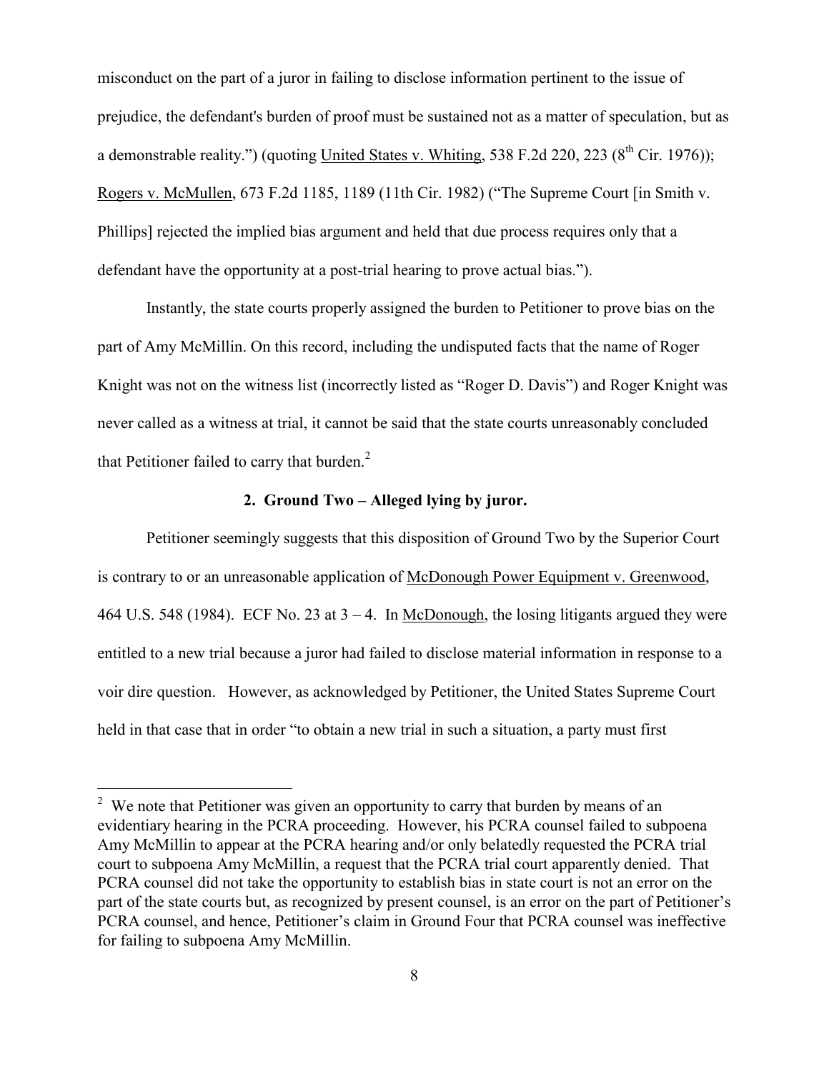misconduct on the part of a juror in failing to disclose information pertinent to the issue of prejudice, the defendant's burden of proof must be sustained not as a matter of speculation, but as a demonstrable reality.") (quoting United States v. Whiting, 538 F.2d 220, 223 (8th Cir. 1976)); Rogers v. McMullen, 673 F.2d 1185, 1189 (11th Cir. 1982) ("The Supreme Court [in Smith v. Phillips] rejected the implied bias argument and held that due process requires only that a defendant have the opportunity at a post-trial hearing to prove actual bias.").

Instantly, the state courts properly assigned the burden to Petitioner to prove bias on the part of Amy McMillin. On this record, including the undisputed facts that the name of Roger Knight was not on the witness list (incorrectly listed as "Roger D. Davis") and Roger Knight was never called as a witness at trial, it cannot be said that the state courts unreasonably concluded that Petitioner failed to carry that burden.[2]

**2. Ground Two – Alleged lying by juror.**

Petitioner seemingly suggests that this disposition of Ground Two by the Superior Court is contrary to or an unreasonable application of McDonough Power Equipment v. Greenwood, 464 U.S. 548 (1984). ECF No. 23 at 3 – 4. In McDonough, the losing litigants argued they were entitled to a new trial because a juror had failed to disclose material information in response to a voir dire question. However, as acknowledged by Petitioner, the United States Supreme Court held in that case that in order "to obtain a new trial in such a situation, a party must first

---

[2] We note that Petitioner was given an opportunity to carry that burden by means of an evidentiary hearing in the PCRA proceeding. However, his PCRA counsel failed to subpoena Amy McMillin to appear at the PCRA hearing and/or only belatedly requested the PCRA trial court to subpoena Amy McMillin, a request that the PCRA trial court apparently denied. That PCRA counsel did not take the opportunity to establish bias in state court is not an error on the part of the state courts but, as recognized by present counsel, is an error on the part of Petitioner's PCRA counsel, and hence, Petitioner's claim in Ground Four that PCRA counsel was ineffective for failing to subpoena Amy McMillin.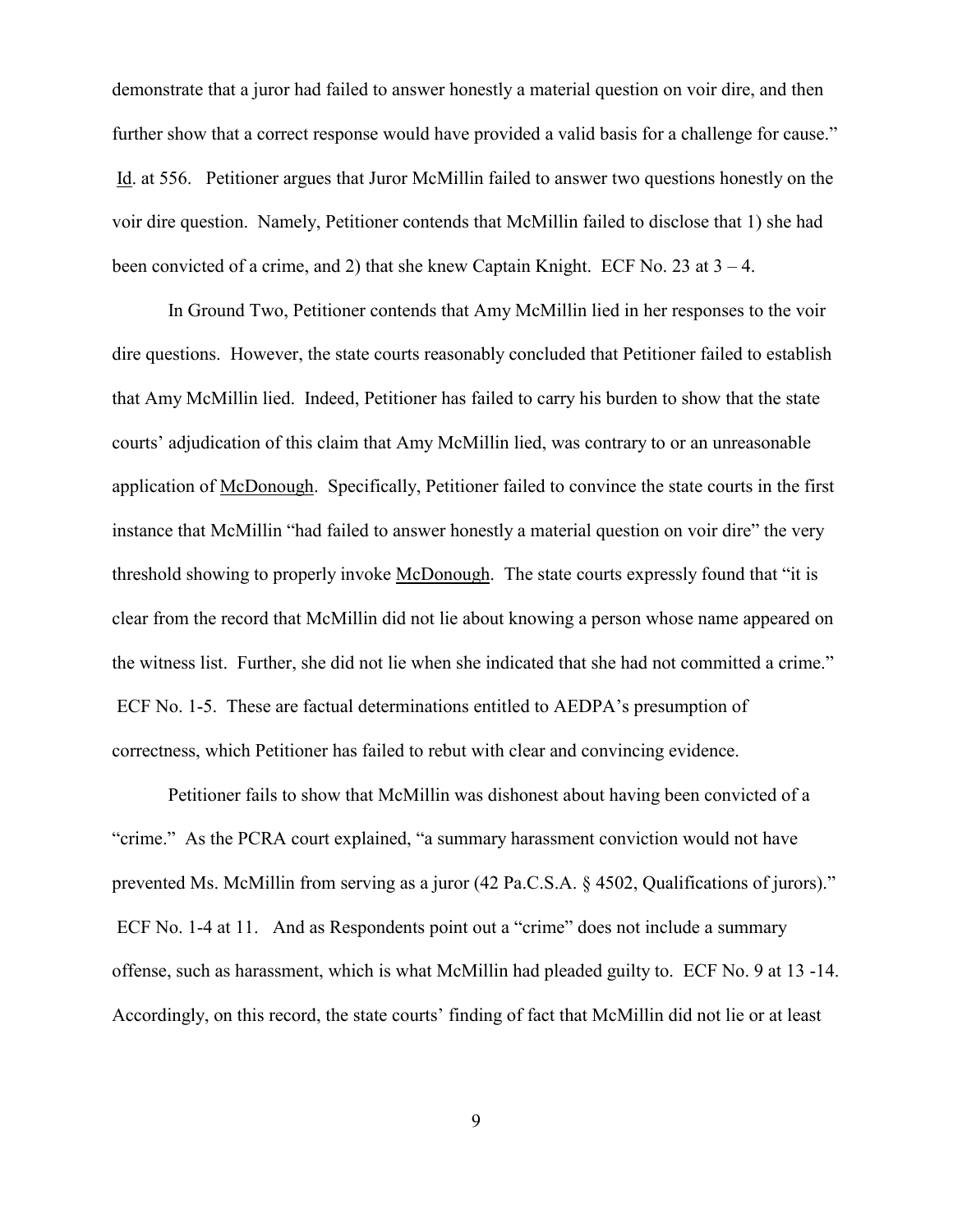demonstrate that a juror had failed to answer honestly a material question on voir dire, and then further show that a correct response would have provided a valid basis for a challenge for cause." Id. at 556. Petitioner argues that Juror McMillin failed to answer two questions honestly on the voir dire question. Namely, Petitioner contends that McMillin failed to disclose that 1) she had been convicted of a crime, and 2) that she knew Captain Knight. ECF No. 23 at 3 – 4.

In Ground Two, Petitioner contends that Amy McMillin lied in her responses to the voir dire questions. However, the state courts reasonably concluded that Petitioner failed to establish that Amy McMillin lied. Indeed, Petitioner has failed to carry his burden to show that the state courts' adjudication of this claim that Amy McMillin lied, was contrary to or an unreasonable application of McDonough. Specifically, Petitioner failed to convince the state courts in the first instance that McMillin "had failed to answer honestly a material question on voir dire" the very threshold showing to properly invoke McDonough. The state courts expressly found that "it is clear from the record that McMillin did not lie about knowing a person whose name appeared on the witness list. Further, she did not lie when she indicated that she had not committed a crime." ECF No. 1-5. These are factual determinations entitled to AEDPA's presumption of correctness, which Petitioner has failed to rebut with clear and convincing evidence.

Petitioner fails to show that McMillin was dishonest about having been convicted of a "crime." As the PCRA court explained, "a summary harassment conviction would not have prevented Ms. McMillin from serving as a juror (42 Pa.C.S.A. § 4502, Qualifications of jurors)." ECF No. 1-4 at 11. And as Respondents point out a "crime" does not include a summary offense, such as harassment, which is what McMillin had pleaded guilty to. ECF No. 9 at 13 -14. Accordingly, on this record, the state courts' finding of fact that McMillin did not lie or at least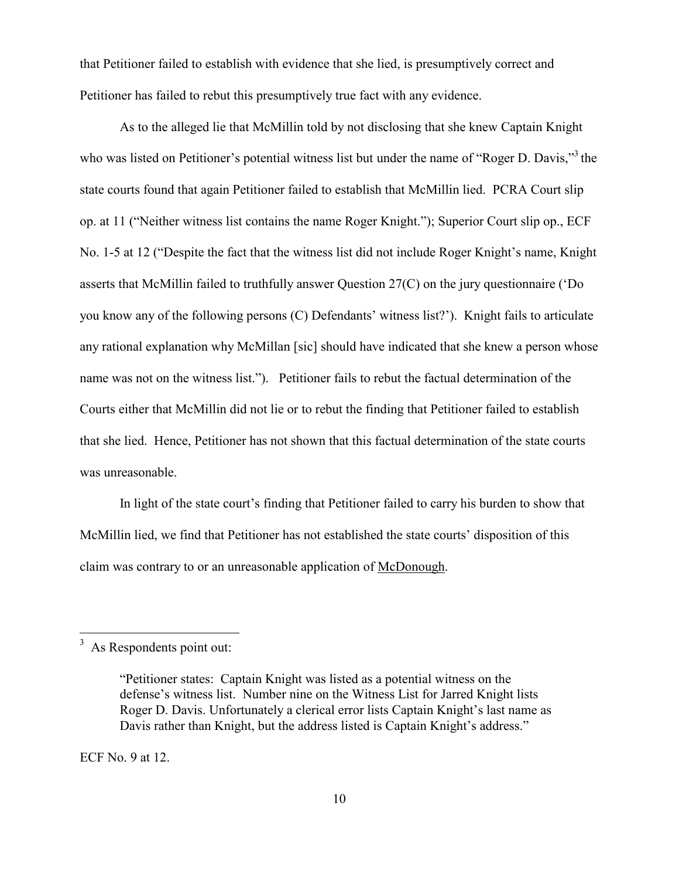that Petitioner failed to establish with evidence that she lied, is presumptively correct and Petitioner has failed to rebut this presumptively true fact with any evidence.

As to the alleged lie that McMillin told by not disclosing that she knew Captain Knight who was listed on Petitioner's potential witness list but under the name of "Roger D. Davis,"[3] the state courts found that again Petitioner failed to establish that McMillin lied. PCRA Court slip op. at 11 ("Neither witness list contains the name Roger Knight."); Superior Court slip op., ECF No. 1-5 at 12 ("Despite the fact that the witness list did not include Roger Knight's name, Knight asserts that McMillin failed to truthfully answer Question 27(C) on the jury questionnaire ('Do you know any of the following persons (C) Defendants' witness list?'). Knight fails to articulate any rational explanation why McMillan [sic] should have indicated that she knew a person whose name was not on the witness list."). Petitioner fails to rebut the factual determination of the Courts either that McMillin did not lie or to rebut the finding that Petitioner failed to establish that she lied. Hence, Petitioner has not shown that this factual determination of the state courts was unreasonable.

In light of the state court's finding that Petitioner failed to carry his burden to show that McMillin lied, we find that Petitioner has not established the state courts' disposition of this claim was contrary to or an unreasonable application of McDonough.

---

[3] As Respondents point out:

> "Petitioner states: Captain Knight was listed as a potential witness on the defense's witness list. Number nine on the Witness List for Jarred Knight lists Roger D. Davis. Unfortunately a clerical error lists Captain Knight's last name as Davis rather than Knight, but the address listed is Captain Knight's address."

ECF No. 9 at 12.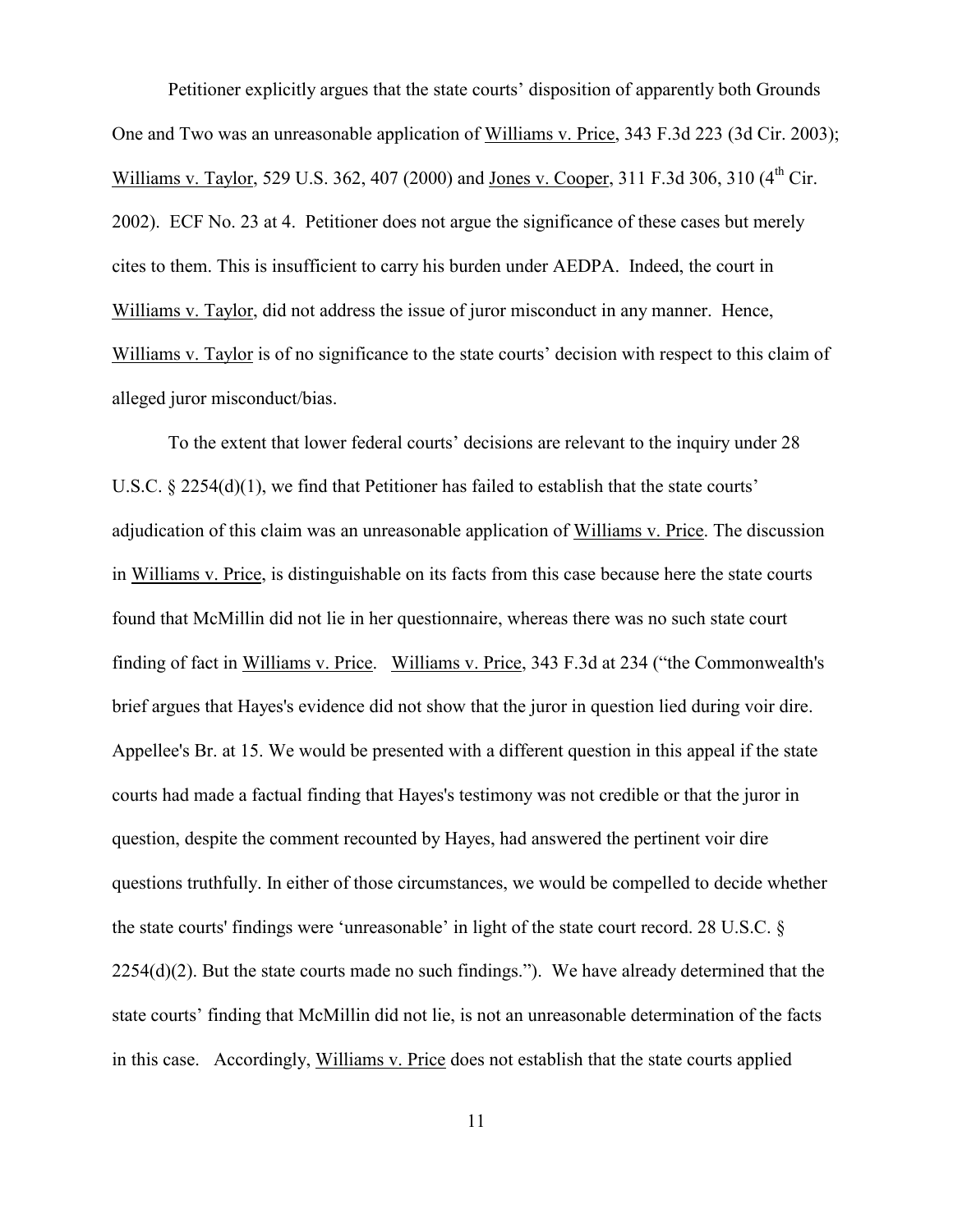Petitioner explicitly argues that the state courts' disposition of apparently both Grounds One and Two was an unreasonable application of Williams v. Price, 343 F.3d 223 (3d Cir. 2003); Williams v. Taylor, 529 U.S. 362, 407 (2000) and Jones v. Cooper, 311 F.3d 306, 310 (4th Cir. 2002). ECF No. 23 at 4. Petitioner does not argue the significance of these cases but merely cites to them. This is insufficient to carry his burden under AEDPA. Indeed, the court in Williams v. Taylor, did not address the issue of juror misconduct in any manner. Hence, Williams v. Taylor is of no significance to the state courts' decision with respect to this claim of alleged juror misconduct/bias.

To the extent that lower federal courts' decisions are relevant to the inquiry under 28 U.S.C. § 2254(d)(1), we find that Petitioner has failed to establish that the state courts' adjudication of this claim was an unreasonable application of Williams v. Price. The discussion in Williams v. Price, is distinguishable on its facts from this case because here the state courts found that McMillin did not lie in her questionnaire, whereas there was no such state court finding of fact in Williams v. Price. Williams v. Price, 343 F.3d at 234 ("the Commonwealth's brief argues that Hayes's evidence did not show that the juror in question lied during voir dire. Appellee's Br. at 15. We would be presented with a different question in this appeal if the state courts had made a factual finding that Hayes's testimony was not credible or that the juror in question, despite the comment recounted by Hayes, had answered the pertinent voir dire questions truthfully. In either of those circumstances, we would be compelled to decide whether the state courts' findings were 'unreasonable' in light of the state court record. 28 U.S.C. § 2254(d)(2). But the state courts made no such findings."). We have already determined that the state courts' finding that McMillin did not lie, is not an unreasonable determination of the facts in this case. Accordingly, Williams v. Price does not establish that the state courts applied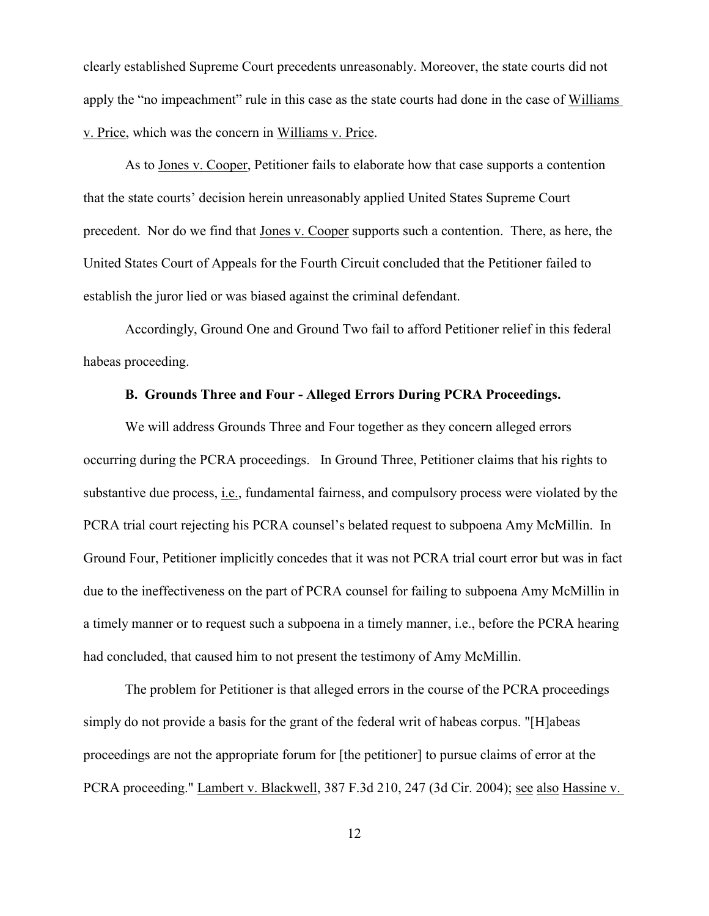clearly established Supreme Court precedents unreasonably. Moreover, the state courts did not apply the "no impeachment" rule in this case as the state courts had done in the case of Williams v. Price, which was the concern in Williams v. Price.

As to Jones v. Cooper, Petitioner fails to elaborate how that case supports a contention that the state courts' decision herein unreasonably applied United States Supreme Court precedent. Nor do we find that Jones v. Cooper supports such a contention. There, as here, the United States Court of Appeals for the Fourth Circuit concluded that the Petitioner failed to establish the juror lied or was biased against the criminal defendant.

Accordingly, Ground One and Ground Two fail to afford Petitioner relief in this federal habeas proceeding.

### B. Grounds Three and Four - Alleged Errors During PCRA Proceedings.

We will address Grounds Three and Four together as they concern alleged errors occurring during the PCRA proceedings. In Ground Three, Petitioner claims that his rights to substantive due process, i.e., fundamental fairness, and compulsory process were violated by the PCRA trial court rejecting his PCRA counsel's belated request to subpoena Amy McMillin. In Ground Four, Petitioner implicitly concedes that it was not PCRA trial court error but was in fact due to the ineffectiveness on the part of PCRA counsel for failing to subpoena Amy McMillin in a timely manner or to request such a subpoena in a timely manner, i.e., before the PCRA hearing had concluded, that caused him to not present the testimony of Amy McMillin.

The problem for Petitioner is that alleged errors in the course of the PCRA proceedings simply do not provide a basis for the grant of the federal writ of habeas corpus. "[H]abeas proceedings are not the appropriate forum for [the petitioner] to pursue claims of error at the PCRA proceeding." Lambert v. Blackwell, 387 F.3d 210, 247 (3d Cir. 2004); see also Hassine v.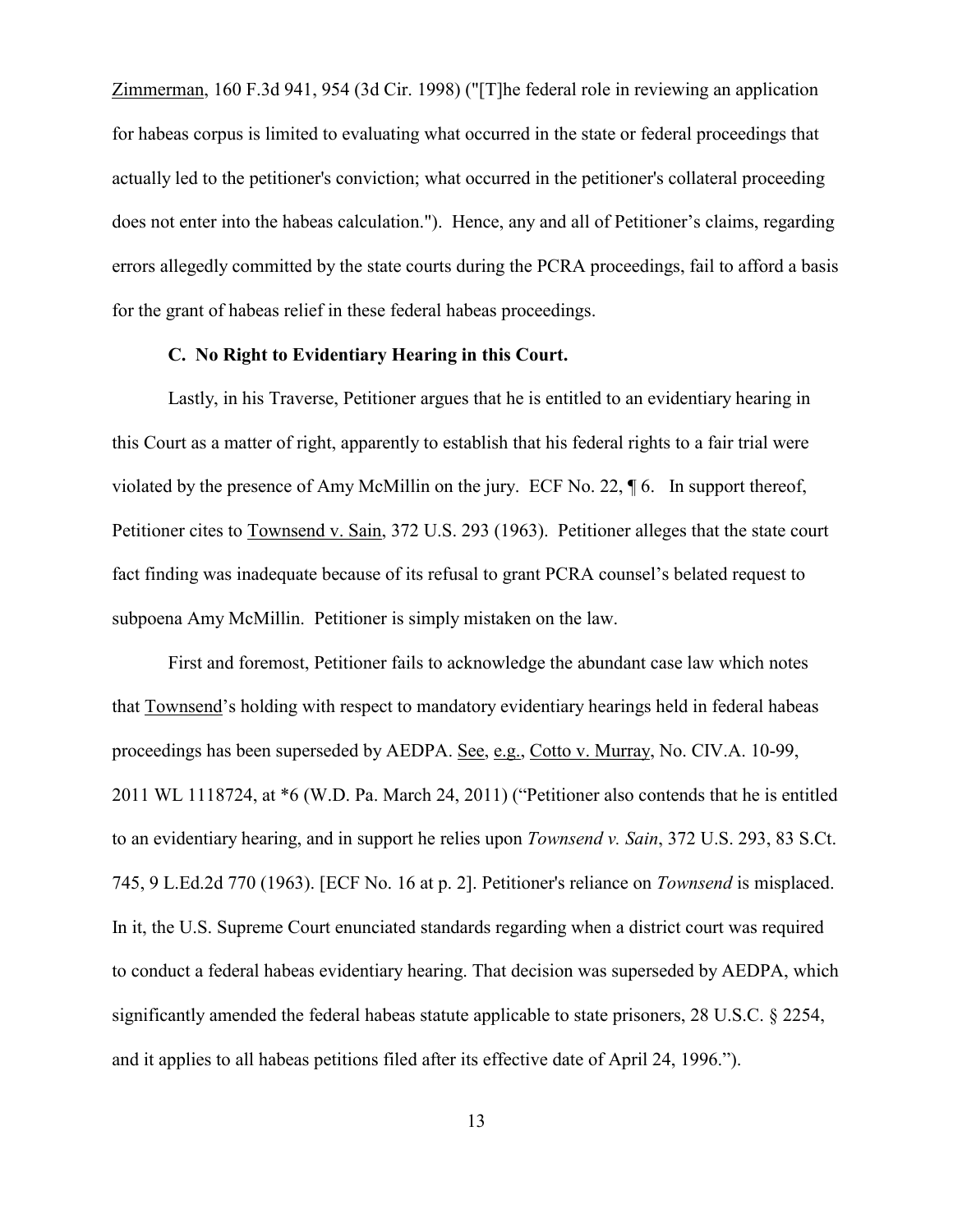Zimmerman, 160 F.3d 941, 954 (3d Cir. 1998) ("[T]he federal role in reviewing an application for habeas corpus is limited to evaluating what occurred in the state or federal proceedings that actually led to the petitioner's conviction; what occurred in the petitioner's collateral proceeding does not enter into the habeas calculation."). Hence, any and all of Petitioner's claims, regarding errors allegedly committed by the state courts during the PCRA proceedings, fail to afford a basis for the grant of habeas relief in these federal habeas proceedings.

**C. No Right to Evidentiary Hearing in this Court.**

Lastly, in his Traverse, Petitioner argues that he is entitled to an evidentiary hearing in this Court as a matter of right, apparently to establish that his federal rights to a fair trial were violated by the presence of Amy McMillin on the jury. ECF No. 22, ¶ 6. In support thereof, Petitioner cites to Townsend v. Sain, 372 U.S. 293 (1963). Petitioner alleges that the state court fact finding was inadequate because of its refusal to grant PCRA counsel's belated request to subpoena Amy McMillin. Petitioner is simply mistaken on the law.

First and foremost, Petitioner fails to acknowledge the abundant case law which notes that Townsend's holding with respect to mandatory evidentiary hearings held in federal habeas proceedings has been superseded by AEDPA. See, e.g., Cotto v. Murray, No. CIV.A. 10-99, 2011 WL 1118724, at *6 (W.D. Pa. March 24, 2011) ("Petitioner also contends that he is entitled to an evidentiary hearing, and in support he relies upon *Townsend v. Sain*, 372 U.S. 293, 83 S.Ct. 745, 9 L.Ed.2d 770 (1963). [ECF No. 16 at p. 2]. Petitioner's reliance on *Townsend* is misplaced. In it, the U.S. Supreme Court enunciated standards regarding when a district court was required to conduct a federal habeas evidentiary hearing. That decision was superseded by AEDPA, which significantly amended the federal habeas statute applicable to state prisoners, 28 U.S.C. § 2254, and it applies to all habeas petitions filed after its effective date of April 24, 1996.").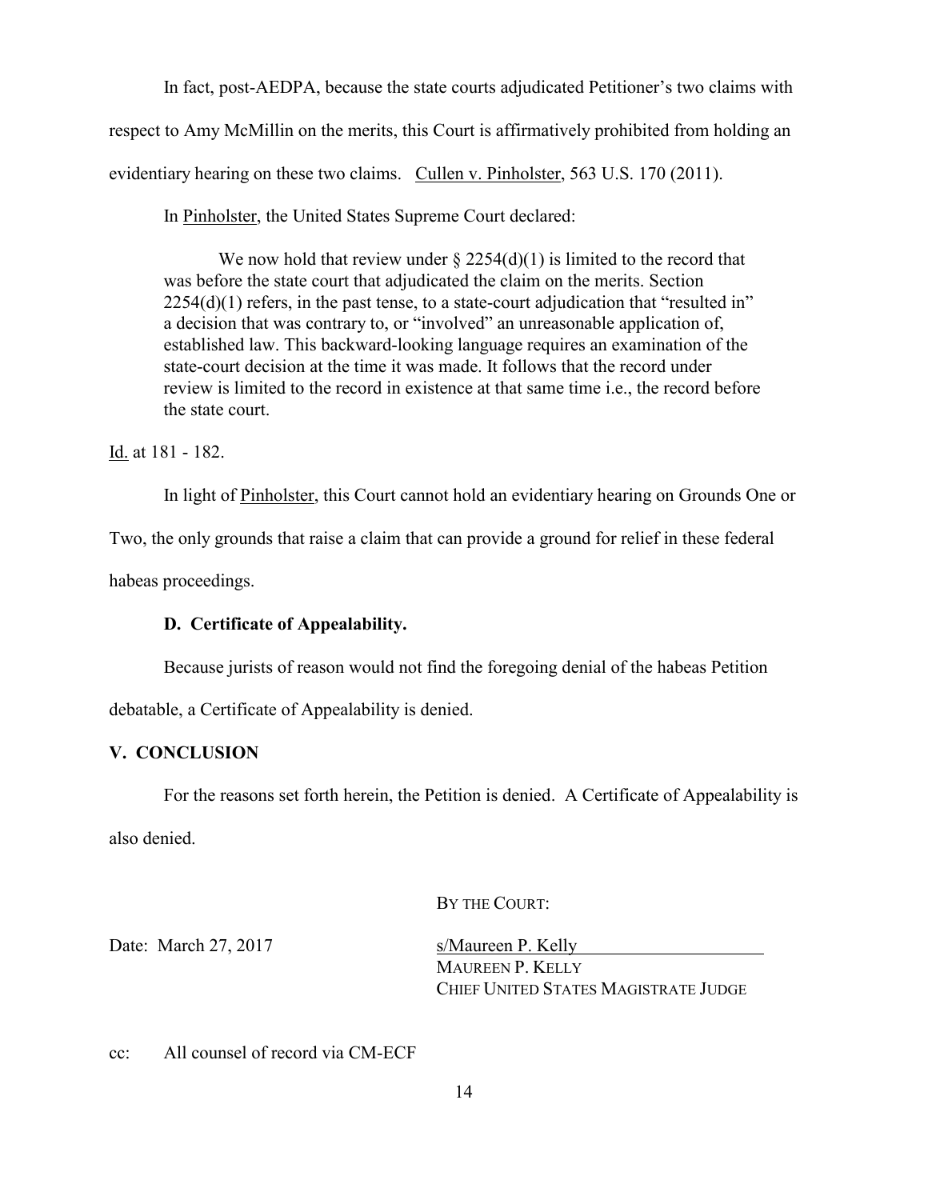In fact, post-AEDPA, because the state courts adjudicated Petitioner's two claims with respect to Amy McMillin on the merits, this Court is affirmatively prohibited from holding an evidentiary hearing on these two claims. Cullen v. Pinholster, 563 U.S. 170 (2011).

In Pinholster, the United States Supreme Court declared:

> We now hold that review under § 2254(d)(1) is limited to the record that was before the state court that adjudicated the claim on the merits. Section 2254(d)(1) refers, in the past tense, to a state-court adjudication that "resulted in" a decision that was contrary to, or "involved" an unreasonable application of, established law. This backward-looking language requires an examination of the state-court decision at the time it was made. It follows that the record under review is limited to the record in existence at that same time i.e., the record before the state court.

Id. at 181 - 182.

In light of Pinholster, this Court cannot hold an evidentiary hearing on Grounds One or Two, the only grounds that raise a claim that can provide a ground for relief in these federal habeas proceedings.

### D. Certificate of Appealability.

Because jurists of reason would not find the foregoing denial of the habeas Petition debatable, a Certificate of Appealability is denied.

## V. CONCLUSION

For the reasons set forth herein, the Petition is denied. A Certificate of Appealability is also denied.

BY THE COURT:

Date: March 27, 2017

s/Maureen P. Kelly
MAUREEN P. KELLY
CHIEF UNITED STATES MAGISTRATE JUDGE

cc: All counsel of record via CM-ECF